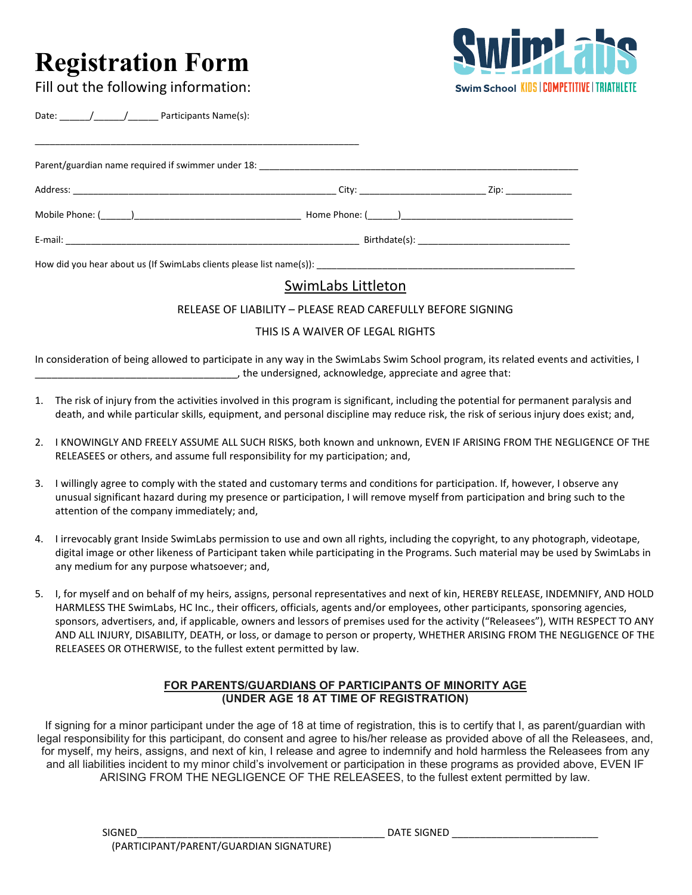# Registration Form

Fill out the following information:

SwimLabs Swim School KIDS | COMPETITIVE | TRIATHLETE

Date: ______/______/______ Participants Name(s):

______________________________________________________________

Parent/guardian name required if swimmer under 18: ______________________________________________________________

Address: ____________________________________________________ City: _________________________ Zip: _____________

Mobile Phone: (______)________________________________ Home Phone: (______)__________________________________

E-mail: _________________________________________________________ Birthdate(s): _____________________________

How did you hear about us (If SwimLabs clients please list name(s)): ___________________________________________________

## SwimLabs Littleton

RELEASE OF LIABILITY – PLEASE READ CAREFULLY BEFORE SIGNING

THIS IS A WAIVER OF LEGAL RIGHTS

In consideration of being allowed to participate in any way in the SwimLabs Swim School program, its related events and activities, I ____________________________________, the undersigned, acknowledge, appreciate and agree that:

1. The risk of injury from the activities involved in this program is significant, including the potential for permanent paralysis and death, and while particular skills, equipment, and personal discipline may reduce risk, the risk of serious injury does exist; and,

2. I KNOWINGLY AND FREELY ASSUME ALL SUCH RISKS, both known and unknown, EVEN IF ARISING FROM THE NEGLIGENCE OF THE RELEASEES or others, and assume full responsibility for my participation; and,

3. I willingly agree to comply with the stated and customary terms and conditions for participation. If, however, I observe any unusual significant hazard during my presence or participation, I will remove myself from participation and bring such to the attention of the company immediately; and,

4. I irrevocably grant Inside SwimLabs permission to use and own all rights, including the copyright, to any photograph, videotape, digital image or other likeness of Participant taken while participating in the Programs. Such material may be used by SwimLabs in any medium for any purpose whatsoever; and,

5. I, for myself and on behalf of my heirs, assigns, personal representatives and next of kin, HEREBY RELEASE, INDEMNIFY, AND HOLD HARMLESS THE SwimLabs, HC Inc., their officers, officials, agents and/or employees, other participants, sponsoring agencies, sponsors, advertisers, and, if applicable, owners and lessors of premises used for the activity ("Releasees"), WITH RESPECT TO ANY AND ALL INJURY, DISABILITY, DEATH, or loss, or damage to person or property, WHETHER ARISING FROM THE NEGLIGENCE OF THE RELEASEES OR OTHERWISE, to the fullest extent permitted by law.

### FOR PARENTS/GUARDIANS OF PARTICIPANTS OF MINORITY AGE
### (UNDER AGE 18 AT TIME OF REGISTRATION)

If signing for a minor participant under the age of 18 at time of registration, this is to certify that I, as parent/guardian with legal responsibility for this participant, do consent and agree to his/her release as provided above of all the Releasees, and, for myself, my heirs, assigns, and next of kin, I release and agree to indemnify and hold harmless the Releasees from any and all liabilities incident to my minor child's involvement or participation in these programs as provided above, EVEN IF ARISING FROM THE NEGLIGENCE OF THE RELEASEES, to the fullest extent permitted by law.

SIGNED____________________________________________ DATE SIGNED __________________________
(PARTICIPANT/PARENT/GUARDIAN SIGNATURE)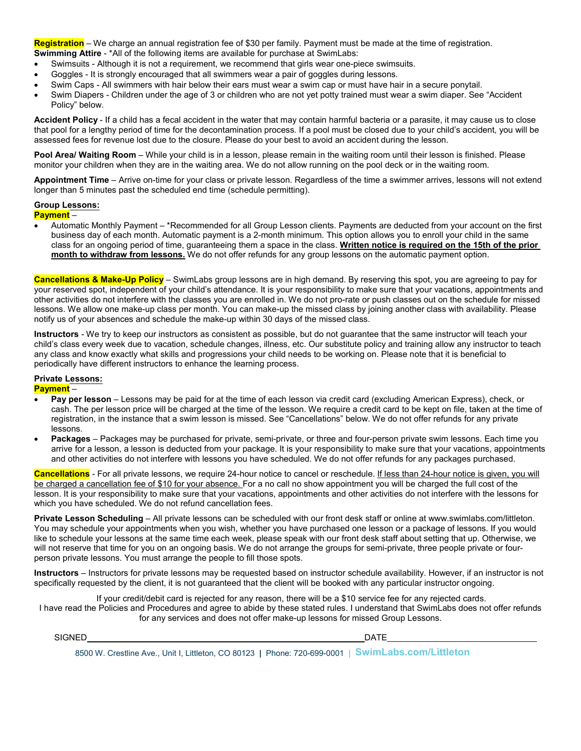**Registration** – We charge an annual registration fee of $30 per family. Payment must be made at the time of registration.

**Swimming Attire** - *All of the following items are available for purchase at SwimLabs:

- Swimsuits - Although it is not a requirement, we recommend that girls wear one-piece swimsuits.
- Goggles - It is strongly encouraged that all swimmers wear a pair of goggles during lessons.
- Swim Caps - All swimmers with hair below their ears must wear a swim cap or must have hair in a secure ponytail.
- Swim Diapers - Children under the age of 3 or children who are not yet potty trained must wear a swim diaper. See "Accident Policy" below.

**Accident Policy** - If a child has a fecal accident in the water that may contain harmful bacteria or a parasite, it may cause us to close that pool for a lengthy period of time for the decontamination process. If a pool must be closed due to your child's accident, you will be assessed fees for revenue lost due to the closure. Please do your best to avoid an accident during the lesson.

**Pool Area/ Waiting Room** – While your child is in a lesson, please remain in the waiting room until their lesson is finished. Please monitor your children when they are in the waiting area. We do not allow running on the pool deck or in the waiting room.

**Appointment Time** – Arrive on-time for your class or private lesson. Regardless of the time a swimmer arrives, lessons will not extend longer than 5 minutes past the scheduled end time (schedule permitting).

## Group Lessons:

**Payment** –

- Automatic Monthly Payment – *Recommended for all Group Lesson clients. Payments are deducted from your account on the first business day of each month. Automatic payment is a 2-month minimum. This option allows you to enroll your child in the same class for an ongoing period of time, guaranteeing them a space in the class. **Written notice is required on the 15th of the prior month to withdraw from lessons.** We do not offer refunds for any group lessons on the automatic payment option.

**Cancellations & Make-Up Policy** – SwimLabs group lessons are in high demand. By reserving this spot, you are agreeing to pay for your reserved spot, independent of your child's attendance. It is your responsibility to make sure that your vacations, appointments and other activities do not interfere with the classes you are enrolled in. We do not pro-rate or push classes out on the schedule for missed lessons. We allow one make-up class per month. You can make-up the missed class by joining another class with availability. Please notify us of your absences and schedule the make-up within 30 days of the missed class.

**Instructors** - We try to keep our instructors as consistent as possible, but do not guarantee that the same instructor will teach your child's class every week due to vacation, schedule changes, illness, etc. Our substitute policy and training allow any instructor to teach any class and know exactly what skills and progressions your child needs to be working on. Please note that it is beneficial to periodically have different instructors to enhance the learning process.

## Private Lessons:

**Payment** –

- **Pay per lesson** – Lessons may be paid for at the time of each lesson via credit card (excluding American Express), check, or cash. The per lesson price will be charged at the time of the lesson. We require a credit card to be kept on file, taken at the time of registration, in the instance that a swim lesson is missed. See "Cancellations" below. We do not offer refunds for any private lessons.
- **Packages** – Packages may be purchased for private, semi-private, or three and four-person private swim lessons. Each time you arrive for a lesson, a lesson is deducted from your package. It is your responsibility to make sure that your vacations, appointments and other activities do not interfere with lessons you have scheduled. We do not offer refunds for any packages purchased.

**Cancellations** - For all private lessons, we require 24-hour notice to cancel or reschedule. If less than 24-hour notice is given, you will be charged a cancellation fee of $10 for your absence. For a no call no show appointment you will be charged the full cost of the lesson. It is your responsibility to make sure that your vacations, appointments and other activities do not interfere with the lessons for which you have scheduled. We do not refund cancellation fees.

**Private Lesson Scheduling** – All private lessons can be scheduled with our front desk staff or online at www.swimlabs.com/littleton. You may schedule your appointments when you wish, whether you have purchased one lesson or a package of lessons. If you would like to schedule your lessons at the same time each week, please speak with our front desk staff about setting that up. Otherwise, we will not reserve that time for you on an ongoing basis. We do not arrange the groups for semi-private, three people private or four-person private lessons. You must arrange the people to fill those spots.

**Instructors** – Instructors for private lessons may be requested based on instructor schedule availability. However, if an instructor is not specifically requested by the client, it is not guaranteed that the client will be booked with any particular instructor ongoing.

If your credit/debit card is rejected for any reason, there will be a $10 service fee for any rejected cards.
I have read the Policies and Procedures and agree to abide by these stated rules. I understand that SwimLabs does not offer refunds for any services and does not offer make-up lessons for missed Group Lessons.

SIGNED\_\_\_\_\_\_\_\_\_\_\_\_\_\_\_\_\_\_\_\_\_\_\_\_\_\_\_\_\_\_\_\_\_\_\_\_\_\_\_\_ DATE\_\_\_\_\_\_\_\_\_\_\_\_\_\_\_\_\_\_\_\_

8500 W. Crestline Ave., Unit I, Littleton, CO 80123 | Phone: 720-699-0001 | SwimLabs.com/Littleton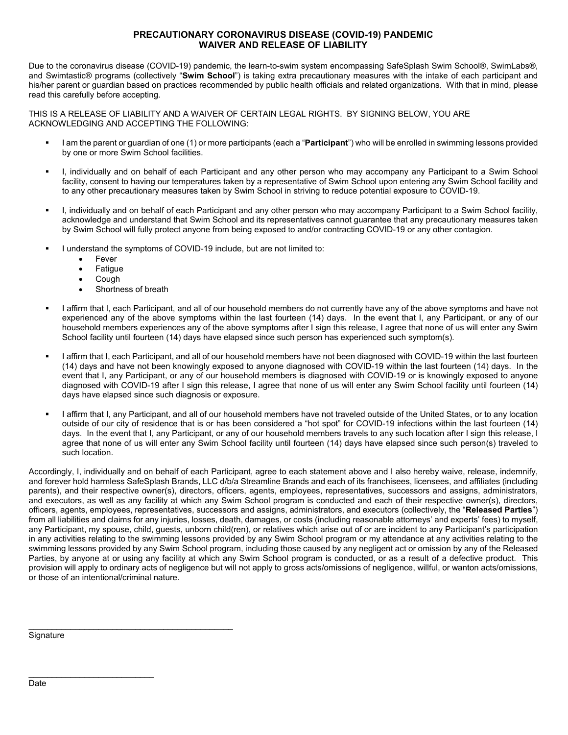# PRECAUTIONARY CORONAVIRUS DISEASE (COVID-19) PANDEMIC WAIVER AND RELEASE OF LIABILITY

Due to the coronavirus disease (COVID-19) pandemic, the learn-to-swim system encompassing SafeSplash Swim School®, SwimLabs®, and Swimtastic® programs (collectively "**Swim School**") is taking extra precautionary measures with the intake of each participant and his/her parent or guardian based on practices recommended by public health officials and related organizations. With that in mind, please read this carefully before accepting.

THIS IS A RELEASE OF LIABILITY AND A WAIVER OF CERTAIN LEGAL RIGHTS. BY SIGNING BELOW, YOU ARE ACKNOWLEDGING AND ACCEPTING THE FOLLOWING:

- I am the parent or guardian of one (1) or more participants (each a "**Participant**") who will be enrolled in swimming lessons provided by one or more Swim School facilities.
- I, individually and on behalf of each Participant and any other person who may accompany any Participant to a Swim School facility, consent to having our temperatures taken by a representative of Swim School upon entering any Swim School facility and to any other precautionary measures taken by Swim School in striving to reduce potential exposure to COVID-19.
- I, individually and on behalf of each Participant and any other person who may accompany Participant to a Swim School facility, acknowledge and understand that Swim School and its representatives cannot guarantee that any precautionary measures taken by Swim School will fully protect anyone from being exposed to and/or contracting COVID-19 or any other contagion.
- I understand the symptoms of COVID-19 include, but are not limited to:
  - Fever
  - Fatigue
  - Cough
  - Shortness of breath
- I affirm that I, each Participant, and all of our household members do not currently have any of the above symptoms and have not experienced any of the above symptoms within the last fourteen (14) days. In the event that I, any Participant, or any of our household members experiences any of the above symptoms after I sign this release, I agree that none of us will enter any Swim School facility until fourteen (14) days have elapsed since such person has experienced such symptom(s).
- I affirm that I, each Participant, and all of our household members have not been diagnosed with COVID-19 within the last fourteen (14) days and have not been knowingly exposed to anyone diagnosed with COVID-19 within the last fourteen (14) days. In the event that I, any Participant, or any of our household members is diagnosed with COVID-19 or is knowingly exposed to anyone diagnosed with COVID-19 after I sign this release, I agree that none of us will enter any Swim School facility until fourteen (14) days have elapsed since such diagnosis or exposure.
- I affirm that I, any Participant, and all of our household members have not traveled outside of the United States, or to any location outside of our city of residence that is or has been considered a "hot spot" for COVID-19 infections within the last fourteen (14) days. In the event that I, any Participant, or any of our household members travels to any such location after I sign this release, I agree that none of us will enter any Swim School facility until fourteen (14) days have elapsed since such person(s) traveled to such location.

Accordingly, I, individually and on behalf of each Participant, agree to each statement above and I also hereby waive, release, indemnify, and forever hold harmless SafeSplash Brands, LLC d/b/a Streamline Brands and each of its franchisees, licensees, and affiliates (including parents), and their respective owner(s), directors, officers, agents, employees, representatives, successors and assigns, administrators, and executors, as well as any facility at which any Swim School program is conducted and each of their respective owner(s), directors, officers, agents, employees, representatives, successors and assigns, administrators, and executors (collectively, the "**Released Parties**") from all liabilities and claims for any injuries, losses, death, damages, or costs (including reasonable attorneys' and experts' fees) to myself, any Participant, my spouse, child, guests, unborn child(ren), or relatives which arise out of or are incident to any Participant's participation in any activities relating to the swimming lessons provided by any Swim School program or my attendance at any activities relating to the swimming lessons provided by any Swim School program, including those caused by any negligent act or omission by any of the Released Parties, by anyone at or using any facility at which any Swim School program is conducted, or as a result of a defective product. This provision will apply to ordinary acts of negligence but will not apply to gross acts/omissions of negligence, willful, or wanton acts/omissions, or those of an intentional/criminal nature.

\_\_\_\_\_\_\_\_\_\_\_\_\_\_\_\_\_\_\_\_\_\_\_\_\_\_\_\_\_\_\_\_\_\_\_\_\_\_\_\_\_\_\_\_

Signature

\_\_\_\_\_\_\_\_\_\_\_\_\_\_\_\_\_\_\_\_\_\_\_\_\_\_\_

Date